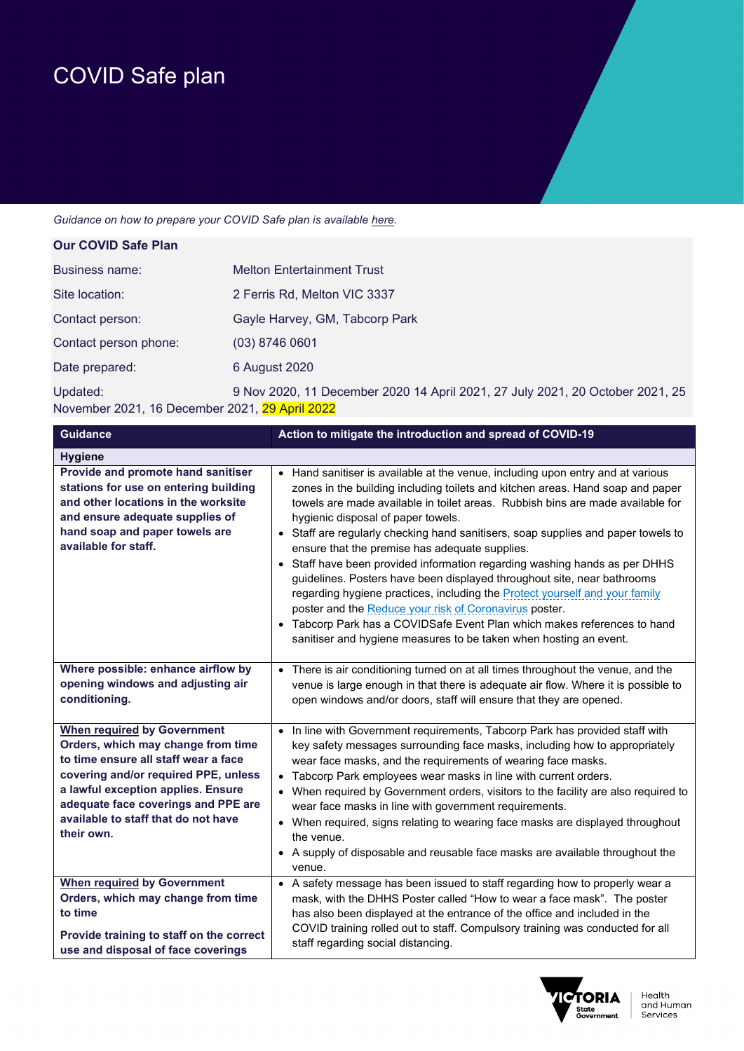# COVID Safe plan

*Guidance on how to prepare your COVID Safe plan is available here.*

**Our COVID Safe Plan**

| | |
|---|---|
| Business name: | Melton Entertainment Trust |
| Site location: | 2 Ferris Rd, Melton VIC 3337 |
| Contact person: | Gayle Harvey, GM, Tabcorp Park |
| Contact person phone: | (03) 8746 0601 |
| Date prepared: | 6 August 2020 |
| Updated: | 9 Nov 2020, 11 December 2020 14 April 2021, 27 July 2021, 20 October 2021, 25 November 2021, 16 December 2021, 29 April 2022 |

| Guidance | Action to mitigate the introduction and spread of COVID-19 |
|---|---|
| **Hygiene** | |
| **Provide and promote hand sanitiser stations for use on entering building and other locations in the worksite and ensure adequate supplies of hand soap and paper towels are available for staff.** | • Hand sanitiser is available at the venue, including upon entry and at various zones in the building including toilets and kitchen areas. Hand soap and paper towels are made available in toilet areas. Rubbish bins are made available for hygienic disposal of paper towels.<br>• Staff are regularly checking hand sanitisers, soap supplies and paper towels to ensure that the premise has adequate supplies.<br>• Staff have been provided information regarding washing hands as per DHHS guidelines. Posters have been displayed throughout site, near bathrooms regarding hygiene practices, including the Protect yourself and your family poster and the Reduce your risk of Coronavirus poster.<br>• Tabcorp Park has a COVIDSafe Event Plan which makes references to hand sanitiser and hygiene measures to be taken when hosting an event. |
| **Where possible: enhance airflow by opening windows and adjusting air conditioning.** | • There is air conditioning turned on at all times throughout the venue, and the venue is large enough in that there is adequate air flow. Where it is possible to open windows and/or doors, staff will ensure that they are opened. |
| **When required by Government Orders, which may change from time to time ensure all staff wear a face covering and/or required PPE, unless a lawful exception applies. Ensure adequate face coverings and PPE are available to staff that do not have their own.** | • In line with Government requirements, Tabcorp Park has provided staff with key safety messages surrounding face masks, including how to appropriately wear face masks, and the requirements of wearing face masks.<br>• Tabcorp Park employees wear masks in line with current orders.<br>• When required by Government orders, visitors to the facility are also required to wear face masks in line with government requirements.<br>• When required, signs relating to wearing face masks are displayed throughout the venue.<br>• A supply of disposable and reusable face masks are available throughout the venue. |
| **When required by Government Orders, which may change from time to time**<br><br>**Provide training to staff on the correct use and disposal of face coverings** | • A safety message has been issued to staff regarding how to properly wear a mask, with the DHHS Poster called "How to wear a face mask". The poster has also been displayed at the entrance of the office and included in the COVID training rolled out to staff. Compulsory training was conducted for all staff regarding social distancing. |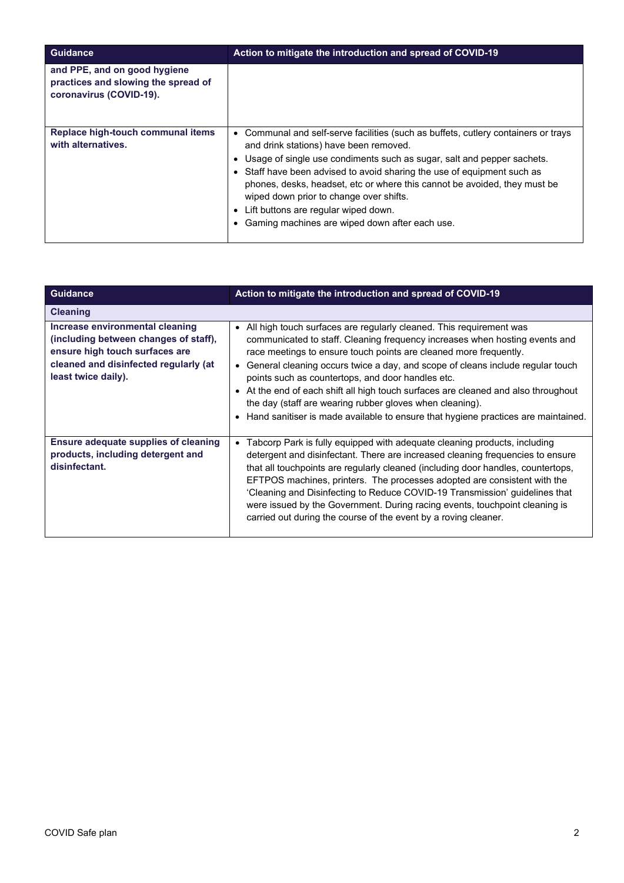| Guidance | Action to mitigate the introduction and spread of COVID-19 |
| --- | --- |
| **and PPE, and on good hygiene practices and slowing the spread of coronavirus (COVID-19).** | |
| **Replace high-touch communal items with alternatives.** | • Communal and self-serve facilities (such as buffets, cutlery containers or trays and drink stations) have been removed.<br>• Usage of single use condiments such as sugar, salt and pepper sachets.<br>• Staff have been advised to avoid sharing the use of equipment such as phones, desks, headset, etc or where this cannot be avoided, they must be wiped down prior to change over shifts.<br>• Lift buttons are regular wiped down.<br>• Gaming machines are wiped down after each use. |

| Guidance | Action to mitigate the introduction and spread of COVID-19 |
| --- | --- |
| **Cleaning** | |
| **Increase environmental cleaning (including between changes of staff), ensure high touch surfaces are cleaned and disinfected regularly (at least twice daily).** | • All high touch surfaces are regularly cleaned. This requirement was communicated to staff. Cleaning frequency increases when hosting events and race meetings to ensure touch points are cleaned more frequently.<br>• General cleaning occurs twice a day, and scope of cleans include regular touch points such as countertops, and door handles etc.<br>• At the end of each shift all high touch surfaces are cleaned and also throughout the day (staff are wearing rubber gloves when cleaning).<br>• Hand sanitiser is made available to ensure that hygiene practices are maintained. |
| **Ensure adequate supplies of cleaning products, including detergent and disinfectant.** | • Tabcorp Park is fully equipped with adequate cleaning products, including detergent and disinfectant. There are increased cleaning frequencies to ensure that all touchpoints are regularly cleaned (including door handles, countertops, EFTPOS machines, printers. The processes adopted are consistent with the 'Cleaning and Disinfecting to Reduce COVID-19 Transmission' guidelines that were issued by the Government. During racing events, touchpoint cleaning is carried out during the course of the event by a roving cleaner. |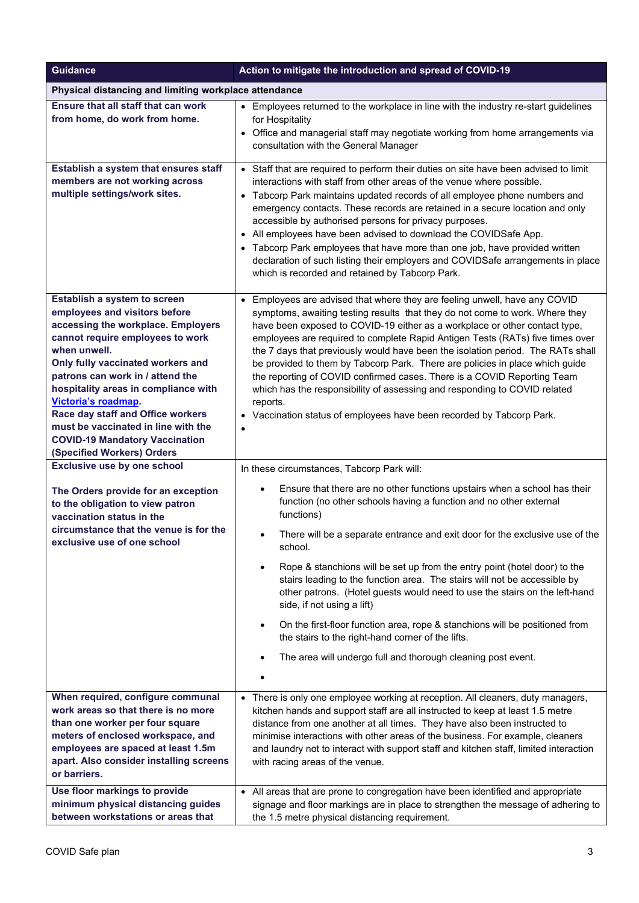| Guidance | Action to mitigate the introduction and spread of COVID-19 |
|---|---|
| **Physical distancing and limiting workplace attendance** | |
| **Ensure that all staff that can work from home, do work from home.** | • Employees returned to the workplace in line with the industry re-start guidelines for Hospitality<br>• Office and managerial staff may negotiate working from home arrangements via consultation with the General Manager |
| **Establish a system that ensures staff members are not working across multiple settings/work sites.** | • Staff that are required to perform their duties on site have been advised to limit interactions with staff from other areas of the venue where possible.<br>• Tabcorp Park maintains updated records of all employee phone numbers and emergency contacts. These records are retained in a secure location and only accessible by authorised persons for privacy purposes.<br>• All employees have been advised to download the COVIDSafe App.<br>• Tabcorp Park employees that have more than one job, have provided written declaration of such listing their employers and COVIDSafe arrangements in place which is recorded and retained by Tabcorp Park. |
| **Establish a system to screen employees and visitors before accessing the workplace. Employers cannot require employees to work when unwell.**<br>**Only fully vaccinated workers and patrons can work in / attend the hospitality areas in compliance with [Victoria's roadmap](Victoria's roadmap).**<br>**Race day staff and Office workers must be vaccinated in line with the COVID-19 Mandatory Vaccination (Specified Workers) Orders** | • Employees are advised that where they are feeling unwell, have any COVID symptoms, awaiting testing results that they do not come to work. Where they have been exposed to COVID-19 either as a workplace or other contact type, employees are required to complete Rapid Antigen Tests (RATs) five times over the 7 days that previously would have been the isolation period. The RATs shall be provided to them by Tabcorp Park. There are policies in place which guide the reporting of COVID confirmed cases. There is a COVID Reporting Team which has the responsibility of assessing and responding to COVID related reports.<br>• Vaccination status of employees have been recorded by Tabcorp Park.<br>• |
| **Exclusive use by one school**<br><br>**The Orders provide for an exception to the obligation to view patron vaccination status in the circumstance that the venue is for the exclusive use of one school** | In these circumstances, Tabcorp Park will:<br>• Ensure that there are no other functions upstairs when a school has their function (no other schools having a function and no other external functions)<br>• There will be a separate entrance and exit door for the exclusive use of the school.<br>• Rope & stanchions will be set up from the entry point (hotel door) to the stairs leading to the function area. The stairs will not be accessible by other patrons. (Hotel guests would need to use the stairs on the left-hand side, if not using a lift)<br>• On the first-floor function area, rope & stanchions will be positioned from the stairs to the right-hand corner of the lifts.<br>• The area will undergo full and thorough cleaning post event.<br>• |
| **When required, configure communal work areas so that there is no more than one worker per four square meters of enclosed workspace, and employees are spaced at least 1.5m apart. Also consider installing screens or barriers.** | • There is only one employee working at reception. All cleaners, duty managers, kitchen hands and support staff are all instructed to keep at least 1.5 metre distance from one another at all times. They have also been instructed to minimise interactions with other areas of the business. For example, cleaners and laundry not to interact with support staff and kitchen staff, limited interaction with racing areas of the venue. |
| **Use floor markings to provide minimum physical distancing guides between workstations or areas that** | • All areas that are prone to congregation have been identified and appropriate signage and floor markings are in place to strengthen the message of adhering to the 1.5 metre physical distancing requirement. |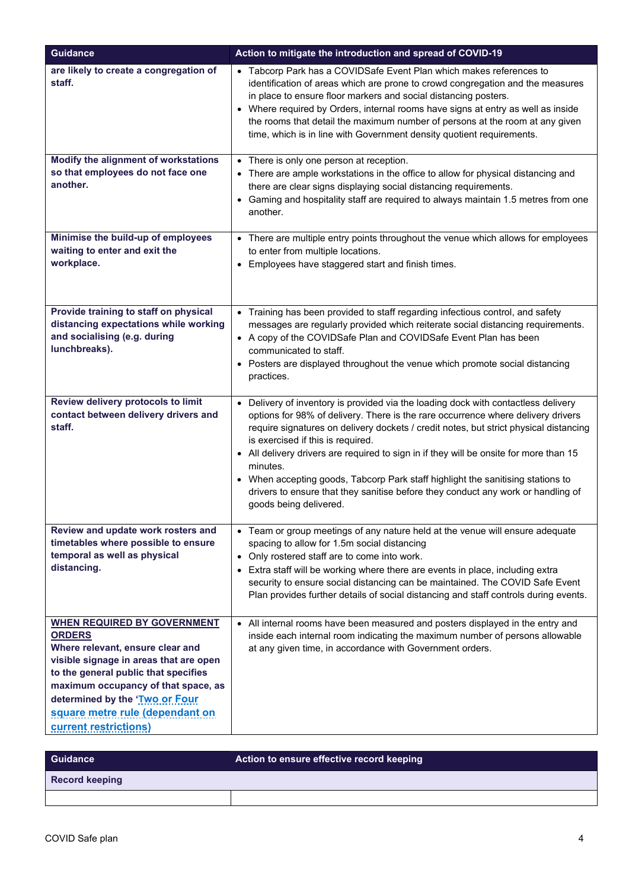| Guidance | Action to mitigate the introduction and spread of COVID-19 |
|---|---|
| **are likely to create a congregation of staff.** | • Tabcorp Park has a COVIDSafe Event Plan which makes references to identification of areas which are prone to crowd congregation and the measures in place to ensure floor markers and social distancing posters.<br>• Where required by Orders, internal rooms have signs at entry as well as inside the rooms that detail the maximum number of persons at the room at any given time, which is in line with Government density quotient requirements. |
| **Modify the alignment of workstations so that employees do not face one another.** | • There is only one person at reception.<br>• There are ample workstations in the office to allow for physical distancing and there are clear signs displaying social distancing requirements.<br>• Gaming and hospitality staff are required to always maintain 1.5 metres from one another. |
| **Minimise the build-up of employees waiting to enter and exit the workplace.** | • There are multiple entry points throughout the venue which allows for employees to enter from multiple locations.<br>• Employees have staggered start and finish times. |
| **Provide training to staff on physical distancing expectations while working and socialising (e.g. during lunchbreaks).** | • Training has been provided to staff regarding infectious control, and safety messages are regularly provided which reiterate social distancing requirements.<br>• A copy of the COVIDSafe Plan and COVIDSafe Event Plan has been communicated to staff.<br>• Posters are displayed throughout the venue which promote social distancing practices. |
| **Review delivery protocols to limit contact between delivery drivers and staff.** | • Delivery of inventory is provided via the loading dock with contactless delivery options for 98% of delivery. There is the rare occurrence where delivery drivers require signatures on delivery dockets / credit notes, but strict physical distancing is exercised if this is required.<br>• All delivery drivers are required to sign in if they will be onsite for more than 15 minutes.<br>• When accepting goods, Tabcorp Park staff highlight the sanitising stations to drivers to ensure that they sanitise before they conduct any work or handling of goods being delivered. |
| **Review and update work rosters and timetables where possible to ensure temporal as well as physical distancing.** | • Team or group meetings of any nature held at the venue will ensure adequate spacing to allow for 1.5m social distancing<br>• Only rostered staff are to come into work.<br>• Extra staff will be working where there are events in place, including extra security to ensure social distancing can be maintained. The COVID Safe Event Plan provides further details of social distancing and staff controls during events. |
| **WHEN REQUIRED BY GOVERNMENT ORDERS**<br>**Where relevant, ensure clear and visible signage in areas that are open to the general public that specifies maximum occupancy of that space, as determined by the 'Two or Four square metre rule (dependant on current restrictions)** | • All internal rooms have been measured and posters displayed in the entry and inside each internal room indicating the maximum number of persons allowable at any given time, in accordance with Government orders. |

| Guidance | Action to ensure effective record keeping |
|---|---|
| **Record keeping** | |
| | |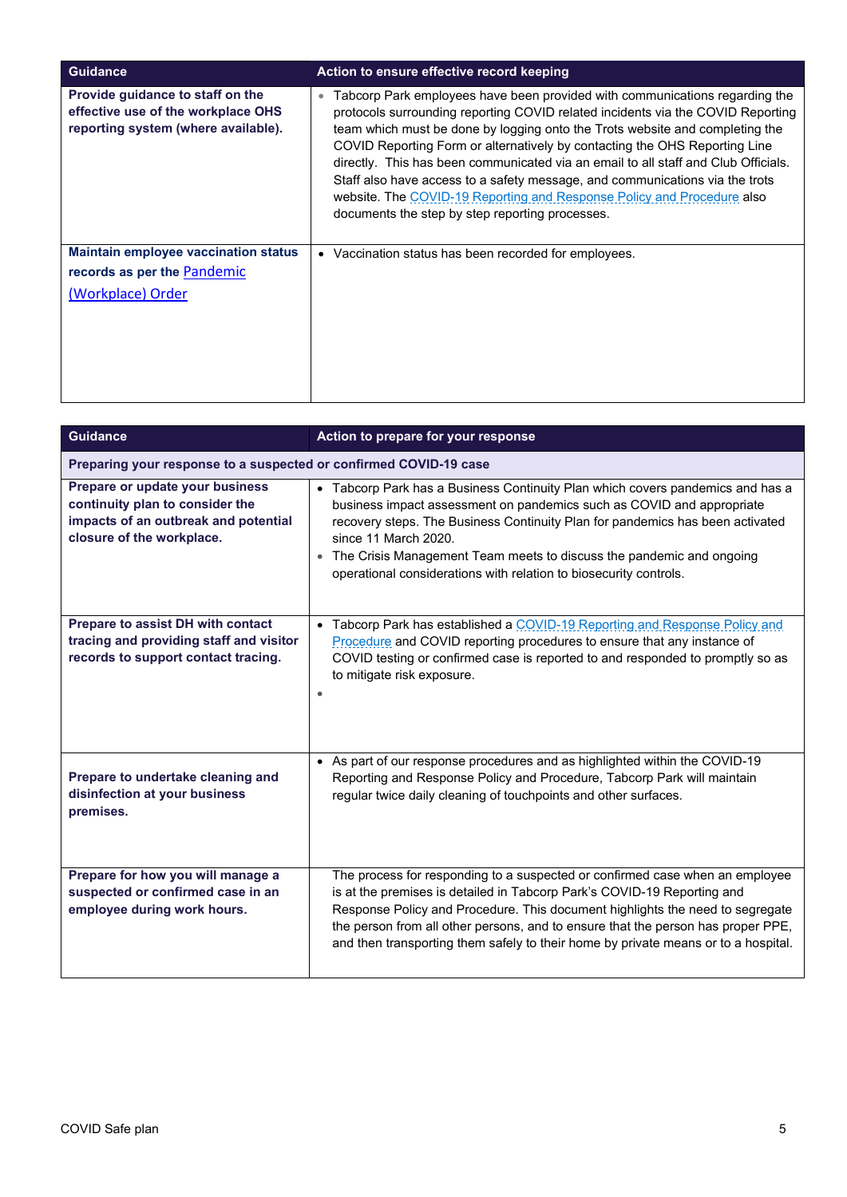| Guidance | Action to ensure effective record keeping |
| --- | --- |
| **Provide guidance to staff on the effective use of the workplace OHS reporting system (where available).** | • Tabcorp Park employees have been provided with communications regarding the protocols surrounding reporting COVID related incidents via the COVID Reporting team which must be done by logging onto the Trots website and completing the COVID Reporting Form or alternatively by contacting the OHS Reporting Line directly. This has been communicated via an email to all staff and Club Officials. Staff also have access to a safety message, and communications via the trots website. The COVID-19 Reporting and Response Policy and Procedure also documents the step by step reporting processes. |
| **Maintain employee vaccination status records as per the Pandemic (Workplace) Order** | • Vaccination status has been recorded for employees. |

| Guidance | Action to prepare for your response |
| --- | --- |
| **Preparing your response to a suspected or confirmed COVID-19 case** | |
| **Prepare or update your business continuity plan to consider the impacts of an outbreak and potential closure of the workplace.** | • Tabcorp Park has a Business Continuity Plan which covers pandemics and has a business impact assessment on pandemics such as COVID and appropriate recovery steps. The Business Continuity Plan for pandemics has been activated since 11 March 2020.<br>• The Crisis Management Team meets to discuss the pandemic and ongoing operational considerations with relation to biosecurity controls. |
| **Prepare to assist DH with contact tracing and providing staff and visitor records to support contact tracing.** | • Tabcorp Park has established a COVID-19 Reporting and Response Policy and Procedure and COVID reporting procedures to ensure that any instance of COVID testing or confirmed case is reported to and responded to promptly so as to mitigate risk exposure.<br>• |
| **Prepare to undertake cleaning and disinfection at your business premises.** | • As part of our response procedures and as highlighted within the COVID-19 Reporting and Response Policy and Procedure, Tabcorp Park will maintain regular twice daily cleaning of touchpoints and other surfaces. |
| **Prepare for how you will manage a suspected or confirmed case in an employee during work hours.** | The process for responding to a suspected or confirmed case when an employee is at the premises is detailed in Tabcorp Park's COVID-19 Reporting and Response Policy and Procedure. This document highlights the need to segregate the person from all other persons, and to ensure that the person has proper PPE, and then transporting them safely to their home by private means or to a hospital. |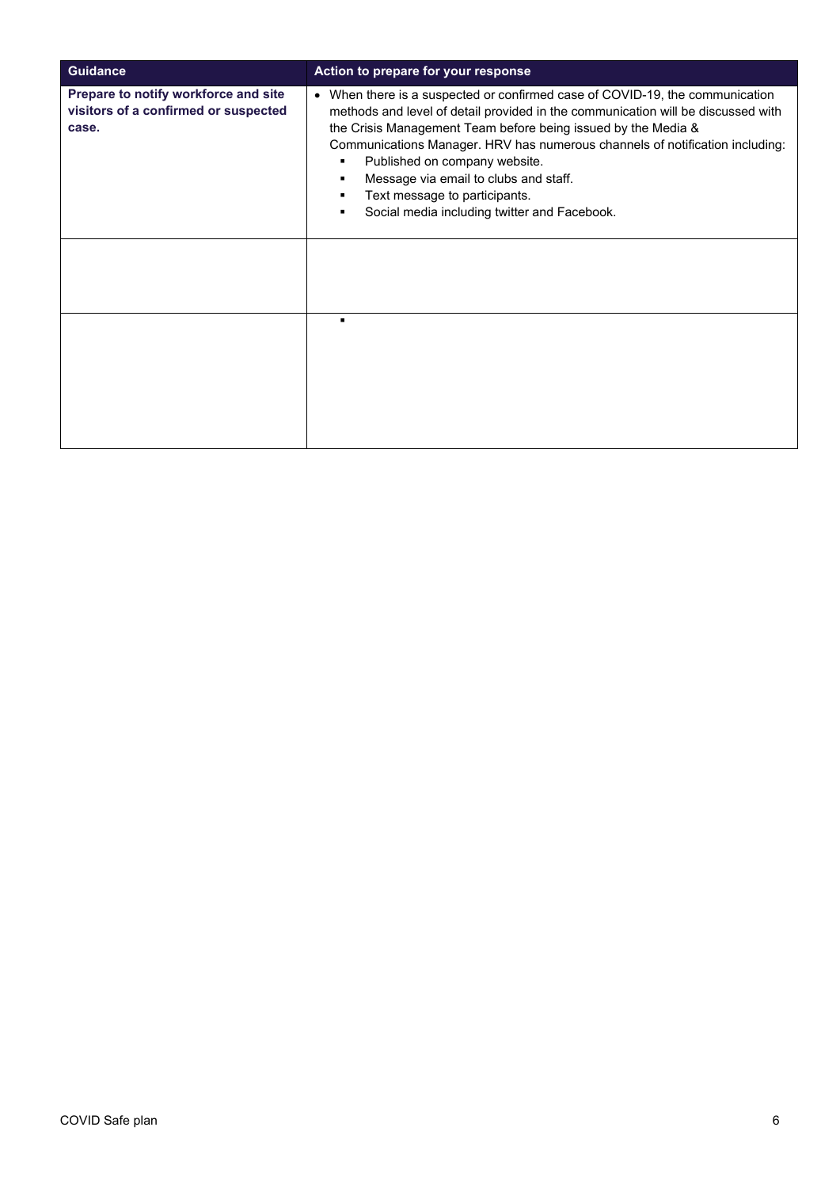| Guidance | Action to prepare for your response |
| --- | --- |
| **Prepare to notify workforce and site visitors of a confirmed or suspected case.** | • When there is a suspected or confirmed case of COVID-19, the communication methods and level of detail provided in the communication will be discussed with the Crisis Management Team before being issued by the Media & Communications Manager. HRV has numerous channels of notification including:<br>▪ Published on company website.<br>▪ Message via email to clubs and staff.<br>▪ Text message to participants.<br>▪ Social media including twitter and Facebook. |
| | |
| | ▪ |